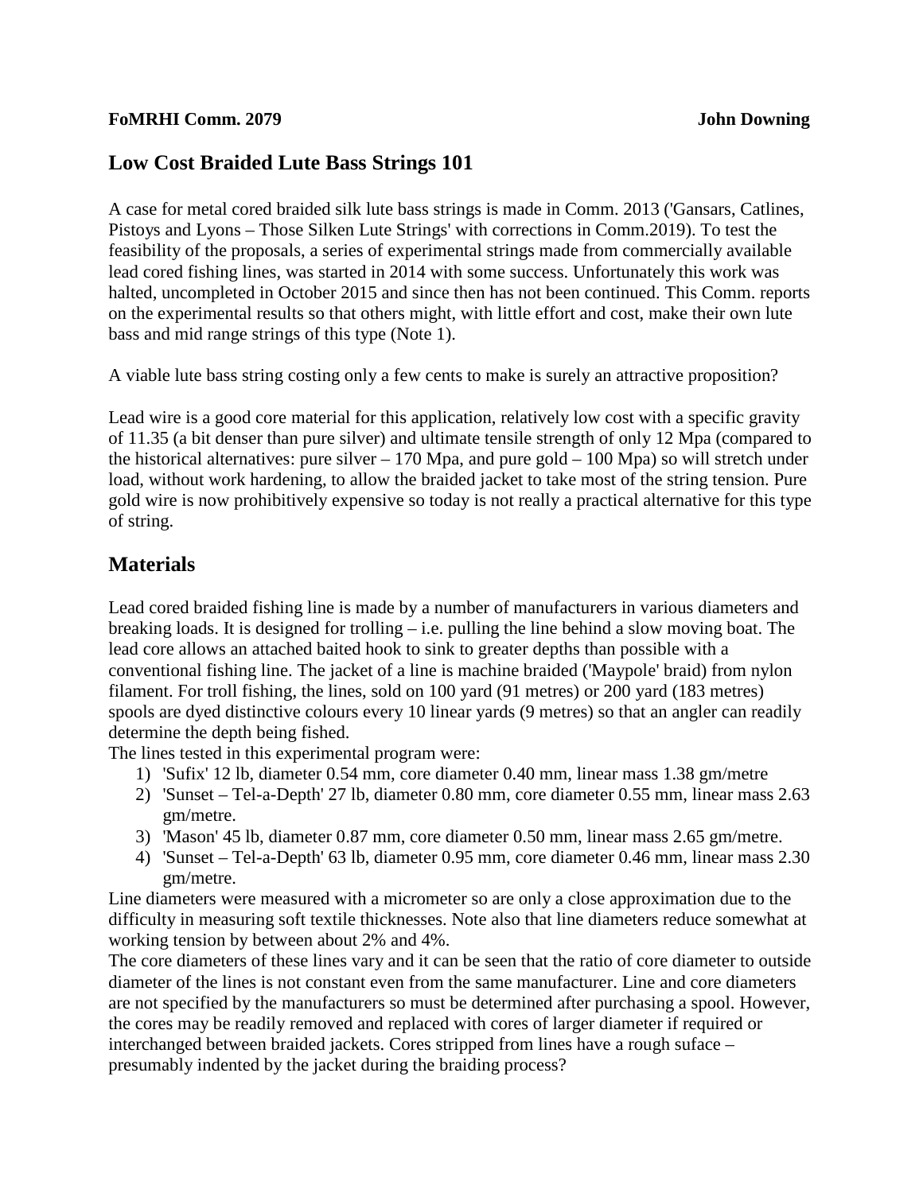**FoMRHI Comm. 2079** **John Downing**

## Low Cost Braided Lute Bass Strings 101

A case for metal cored braided silk lute bass strings is made in Comm. 2013 ('Gansars, Catlines, Pistoys and Lyons – Those Silken Lute Strings' with corrections in Comm.2019). To test the feasibility of the proposals, a series of experimental strings made from commercially available lead cored fishing lines, was started in 2014 with some success. Unfortunately this work was halted, uncompleted in October 2015 and since then has not been continued. This Comm. reports on the experimental results so that others might, with little effort and cost, make their own lute bass and mid range strings of this type (Note 1).

A viable lute bass string costing only a few cents to make is surely an attractive proposition?

Lead wire is a good core material for this application, relatively low cost with a specific gravity of 11.35 (a bit denser than pure silver) and ultimate tensile strength of only 12 Mpa (compared to the historical alternatives: pure silver – 170 Mpa, and pure gold – 100 Mpa) so will stretch under load, without work hardening, to allow the braided jacket to take most of the string tension. Pure gold wire is now prohibitively expensive so today is not really a practical alternative for this type of string.

## Materials

Lead cored braided fishing line is made by a number of manufacturers in various diameters and breaking loads. It is designed for trolling – i.e. pulling the line behind a slow moving boat. The lead core allows an attached baited hook to sink to greater depths than possible with a conventional fishing line. The jacket of a line is machine braided ('Maypole' braid) from nylon filament. For troll fishing, the lines, sold on 100 yard (91 metres) or 200 yard (183 metres) spools are dyed distinctive colours every 10 linear yards (9 metres) so that an angler can readily determine the depth being fished.

The lines tested in this experimental program were:

1) 'Sufix' 12 lb, diameter 0.54 mm, core diameter 0.40 mm, linear mass 1.38 gm/metre
2) 'Sunset – Tel-a-Depth' 27 lb, diameter 0.80 mm, core diameter 0.55 mm, linear mass 2.63 gm/metre.
3) 'Mason' 45 lb, diameter 0.87 mm, core diameter 0.50 mm, linear mass 2.65 gm/metre.
4) 'Sunset – Tel-a-Depth' 63 lb, diameter 0.95 mm, core diameter 0.46 mm, linear mass 2.30 gm/metre.

Line diameters were measured with a micrometer so are only a close approximation due to the difficulty in measuring soft textile thicknesses. Note also that line diameters reduce somewhat at working tension by between about 2% and 4%.

The core diameters of these lines vary and it can be seen that the ratio of core diameter to outside diameter of the lines is not constant even from the same manufacturer. Line and core diameters are not specified by the manufacturers so must be determined after purchasing a spool. However, the cores may be readily removed and replaced with cores of larger diameter if required or interchanged between braided jackets. Cores stripped from lines have a rough suface – presumably indented by the jacket during the braiding process?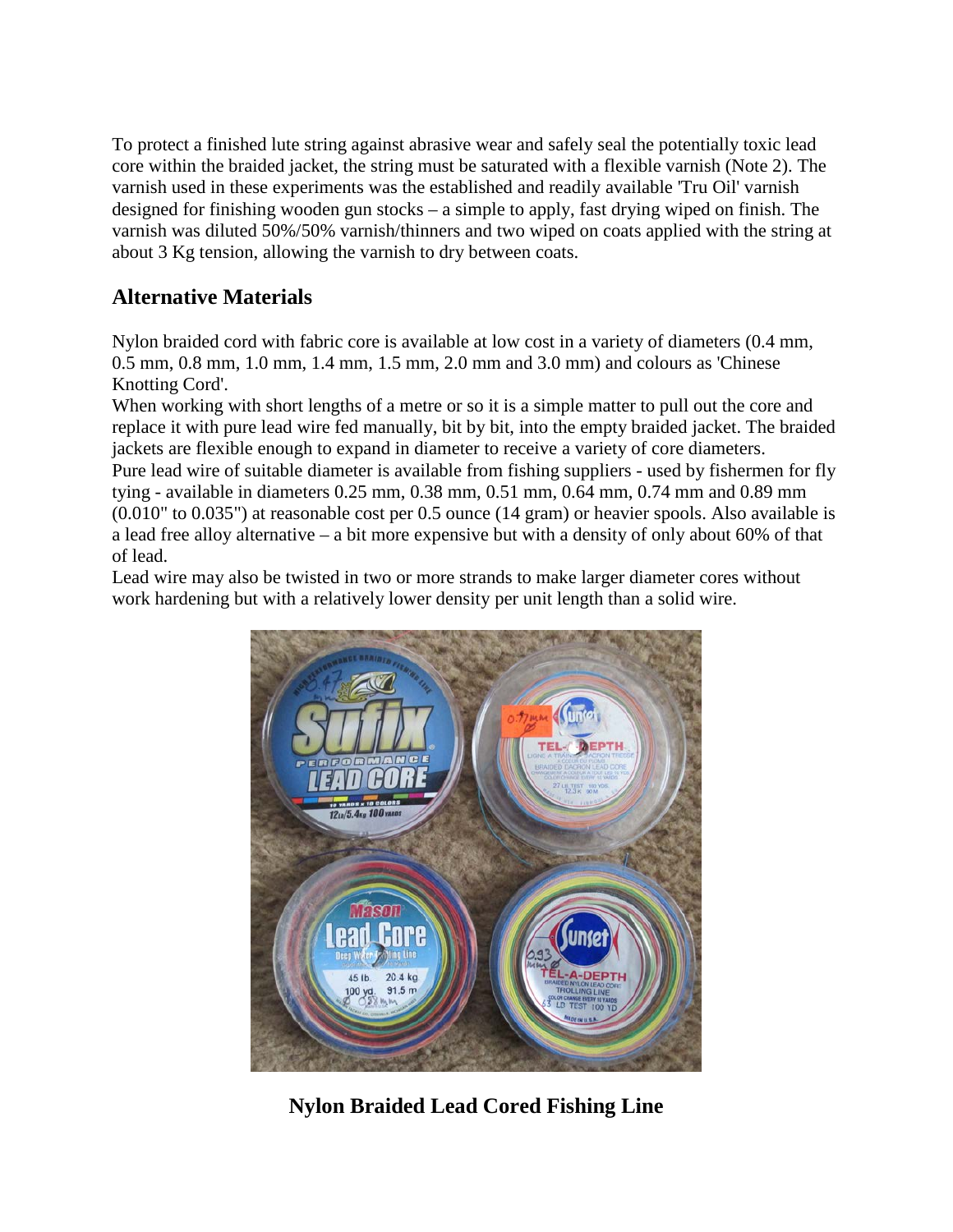To protect a finished lute string against abrasive wear and safely seal the potentially toxic lead core within the braided jacket, the string must be saturated with a flexible varnish (Note 2). The varnish used in these experiments was the established and readily available 'Tru Oil' varnish designed for finishing wooden gun stocks – a simple to apply, fast drying wiped on finish. The varnish was diluted 50%/50% varnish/thinners and two wiped on coats applied with the string at about 3 Kg tension, allowing the varnish to dry between coats.

## Alternative Materials

Nylon braided cord with fabric core is available at low cost in a variety of diameters (0.4 mm, 0.5 mm, 0.8 mm, 1.0 mm, 1.4 mm, 1.5 mm, 2.0 mm and 3.0 mm) and colours as 'Chinese Knotting Cord'.

When working with short lengths of a metre or so it is a simple matter to pull out the core and replace it with pure lead wire fed manually, bit by bit, into the empty braided jacket. The braided jackets are flexible enough to expand in diameter to receive a variety of core diameters.

Pure lead wire of suitable diameter is available from fishing suppliers - used by fishermen for fly tying - available in diameters 0.25 mm, 0.38 mm, 0.51 mm, 0.64 mm, 0.74 mm and 0.89 mm (0.010" to 0.035") at reasonable cost per 0.5 ounce (14 gram) or heavier spools. Also available is a lead free alloy alternative – a bit more expensive but with a density of only about 60% of that of lead.

Lead wire may also be twisted in two or more strands to make larger diameter cores without work hardening but with a relatively lower density per unit length than a solid wire.

**Nylon Braided Lead Cored Fishing Line**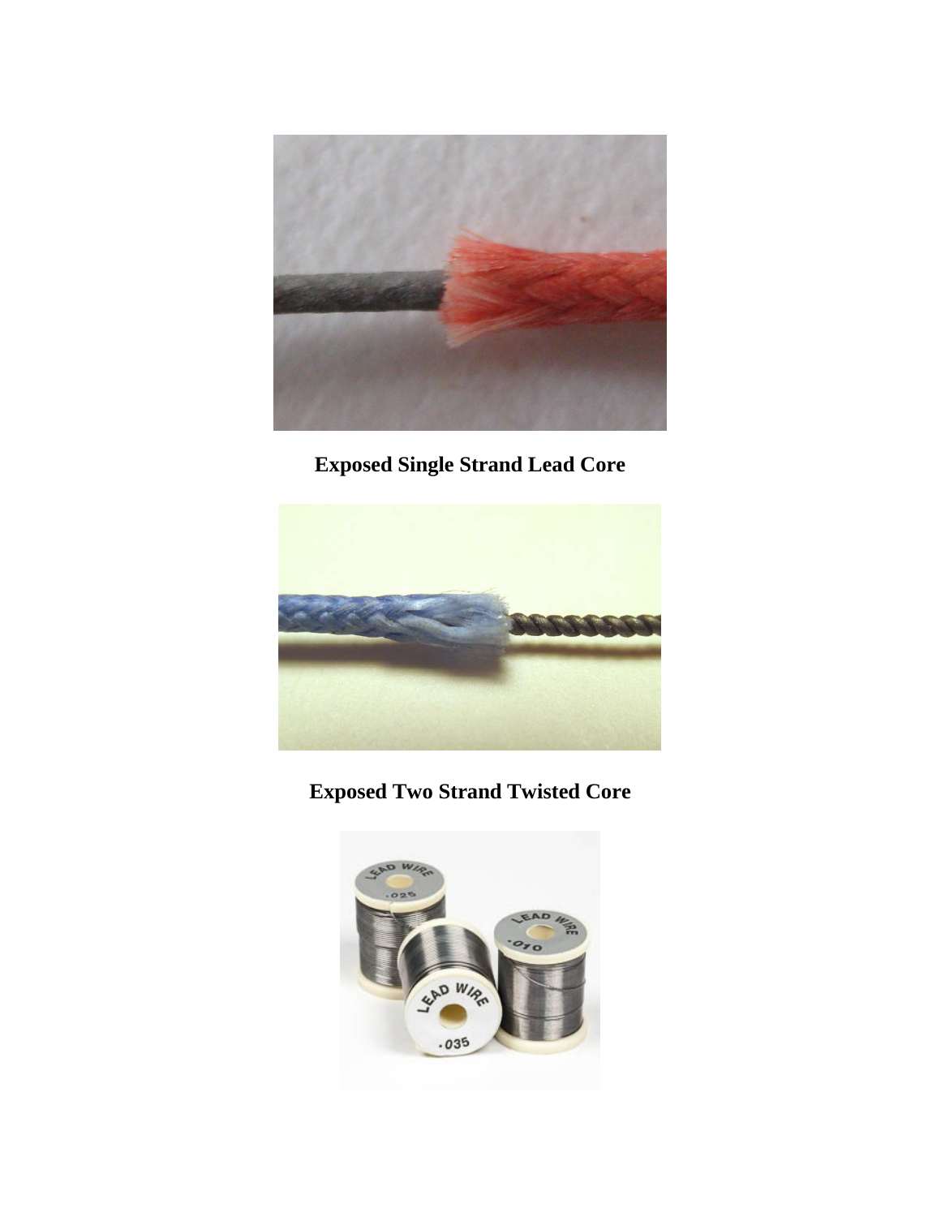**Exposed Single Strand Lead Core**

**Exposed Two Strand Twisted Core**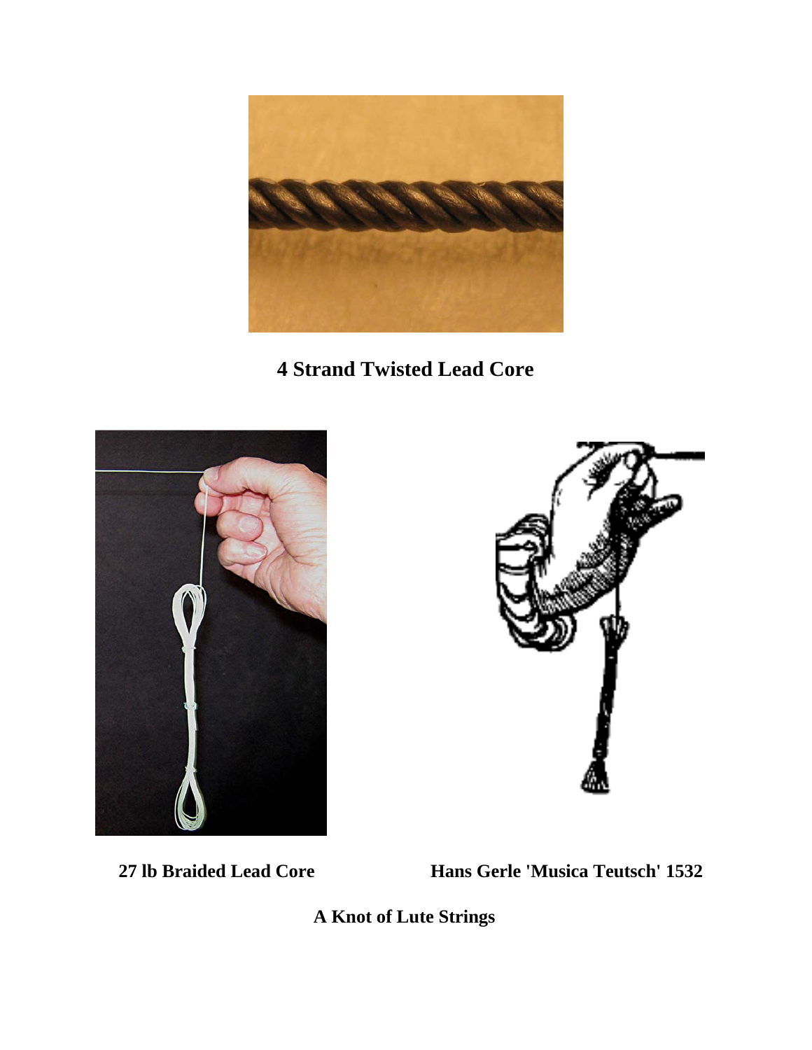**4 Strand Twisted Lead Core**

**27 lb Braided Lead Core**

**Hans Gerle 'Musica Teutsch' 1532**

**A Knot of Lute Strings**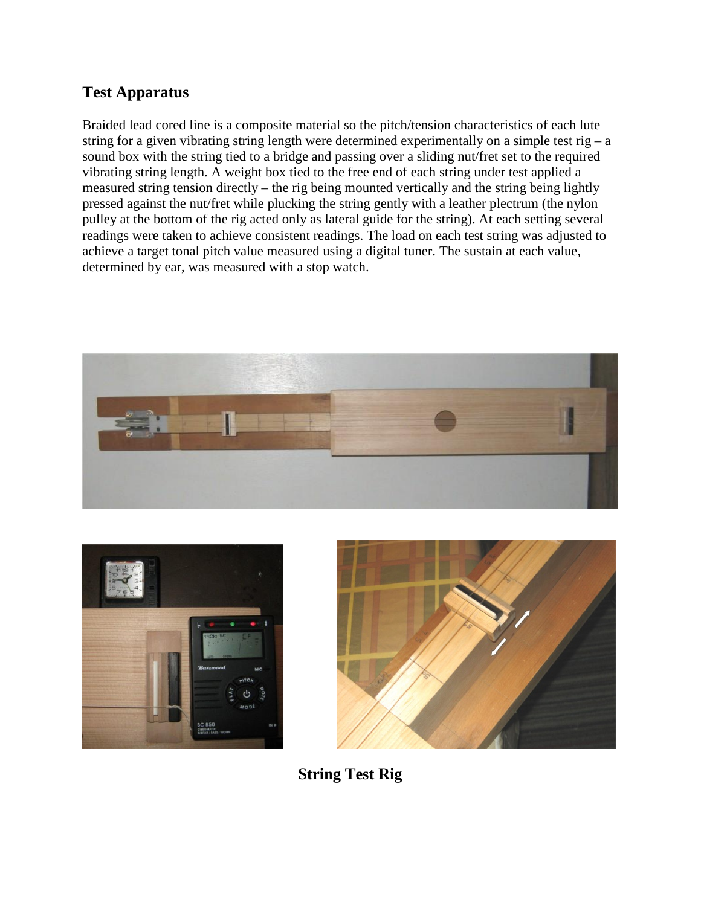## Test Apparatus

Braided lead cored line is a composite material so the pitch/tension characteristics of each lute string for a given vibrating string length were determined experimentally on a simple test rig – a sound box with the string tied to a bridge and passing over a sliding nut/fret set to the required vibrating string length. A weight box tied to the free end of each string under test applied a measured string tension directly – the rig being mounted vertically and the string being lightly pressed against the nut/fret while plucking the string gently with a leather plectrum (the nylon pulley at the bottom of the rig acted only as lateral guide for the string). At each setting several readings were taken to achieve consistent readings. The load on each test string was adjusted to achieve a target tonal pitch value measured using a digital tuner. The sustain at each value, determined by ear, was measured with a stop watch.

**String Test Rig**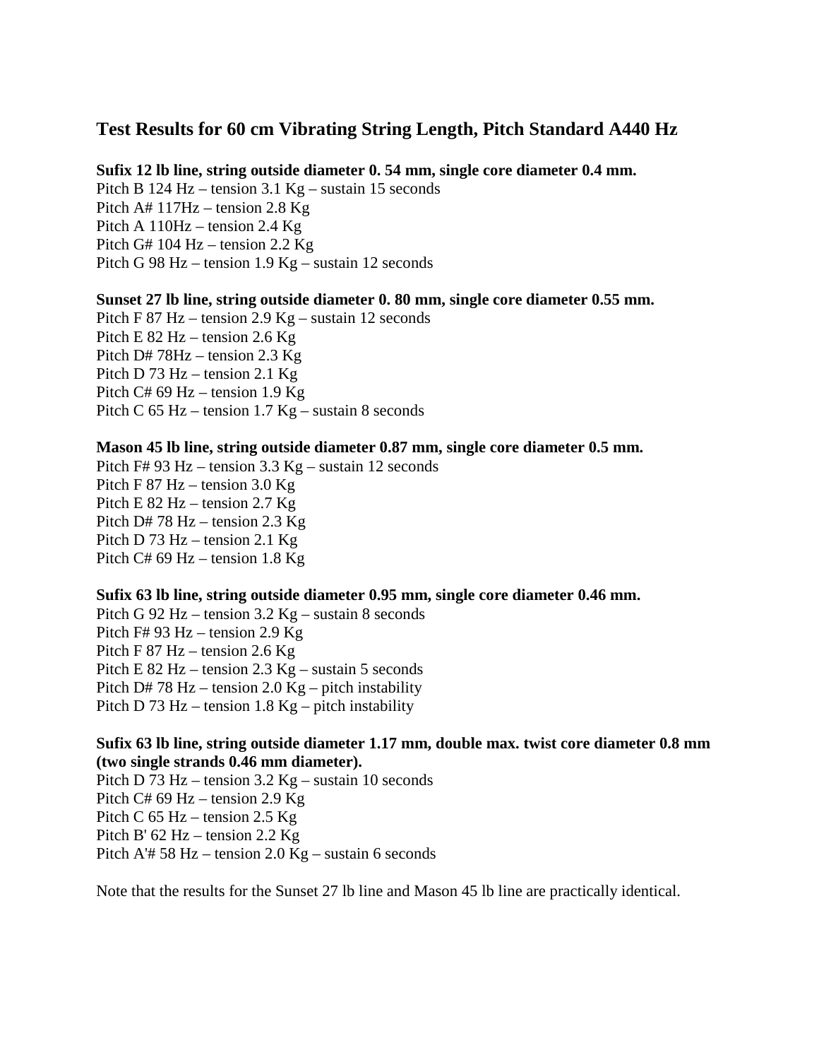## Test Results for 60 cm Vibrating String Length, Pitch Standard A440 Hz

**Sufix 12 lb line, string outside diameter 0. 54 mm, single core diameter 0.4 mm.**

Pitch B 124 Hz – tension 3.1 Kg – sustain 15 seconds
Pitch A# 117Hz – tension 2.8 Kg
Pitch A 110Hz – tension 2.4 Kg
Pitch G# 104 Hz – tension 2.2 Kg
Pitch G 98 Hz – tension 1.9 Kg – sustain 12 seconds

**Sunset 27 lb line, string outside diameter 0. 80 mm, single core diameter 0.55 mm.**

Pitch F 87 Hz – tension 2.9 Kg – sustain 12 seconds
Pitch E 82 Hz – tension 2.6 Kg
Pitch D# 78Hz – tension 2.3 Kg
Pitch D 73 Hz – tension 2.1 Kg
Pitch C# 69 Hz – tension 1.9 Kg
Pitch C 65 Hz – tension 1.7 Kg – sustain 8 seconds

**Mason 45 lb line, string outside diameter 0.87 mm, single core diameter 0.5 mm.**

Pitch F# 93 Hz – tension 3.3 Kg – sustain 12 seconds
Pitch F 87 Hz – tension 3.0 Kg
Pitch E 82 Hz – tension 2.7 Kg
Pitch D# 78 Hz – tension 2.3 Kg
Pitch D 73 Hz – tension 2.1 Kg
Pitch C# 69 Hz – tension 1.8 Kg

**Sufix 63 lb line, string outside diameter 0.95 mm, single core diameter 0.46 mm.**

Pitch G 92 Hz – tension 3.2 Kg – sustain 8 seconds
Pitch F# 93 Hz – tension 2.9 Kg
Pitch F 87 Hz – tension 2.6 Kg
Pitch E 82 Hz – tension 2.3 Kg – sustain 5 seconds
Pitch D# 78 Hz – tension 2.0 Kg – pitch instability
Pitch D 73 Hz – tension 1.8 Kg – pitch instability

**Sufix 63 lb line, string outside diameter 1.17 mm, double max. twist core diameter 0.8 mm (two single strands 0.46 mm diameter).**

Pitch D 73 Hz – tension 3.2 Kg – sustain 10 seconds
Pitch C# 69 Hz – tension 2.9 Kg
Pitch C 65 Hz – tension 2.5 Kg
Pitch B' 62 Hz – tension 2.2 Kg
Pitch A'# 58 Hz – tension 2.0 Kg – sustain 6 seconds

Note that the results for the Sunset 27 lb line and Mason 45 lb line are practically identical.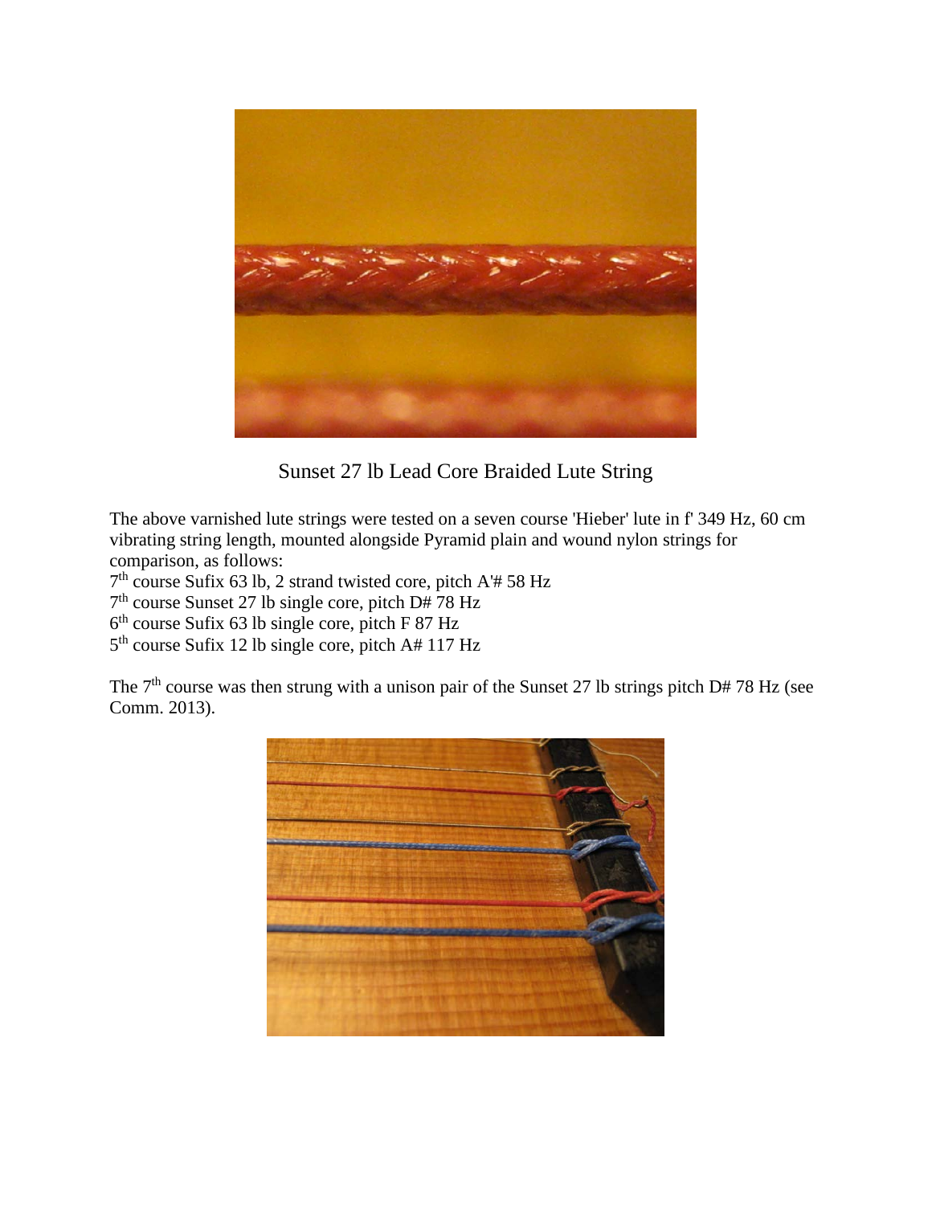Sunset 27 lb Lead Core Braided Lute String

The above varnished lute strings were tested on a seven course 'Hieber' lute in f' 349 Hz, 60 cm vibrating string length, mounted alongside Pyramid plain and wound nylon strings for comparison, as follows:

7th course Sufix 63 lb, 2 strand twisted core, pitch A'# 58 Hz
7th course Sunset 27 lb single core, pitch D# 78 Hz
6th course Sufix 63 lb single core, pitch F 87 Hz
5th course Sufix 12 lb single core, pitch A# 117 Hz

The 7th course was then strung with a unison pair of the Sunset 27 lb strings pitch D# 78 Hz (see Comm. 2013).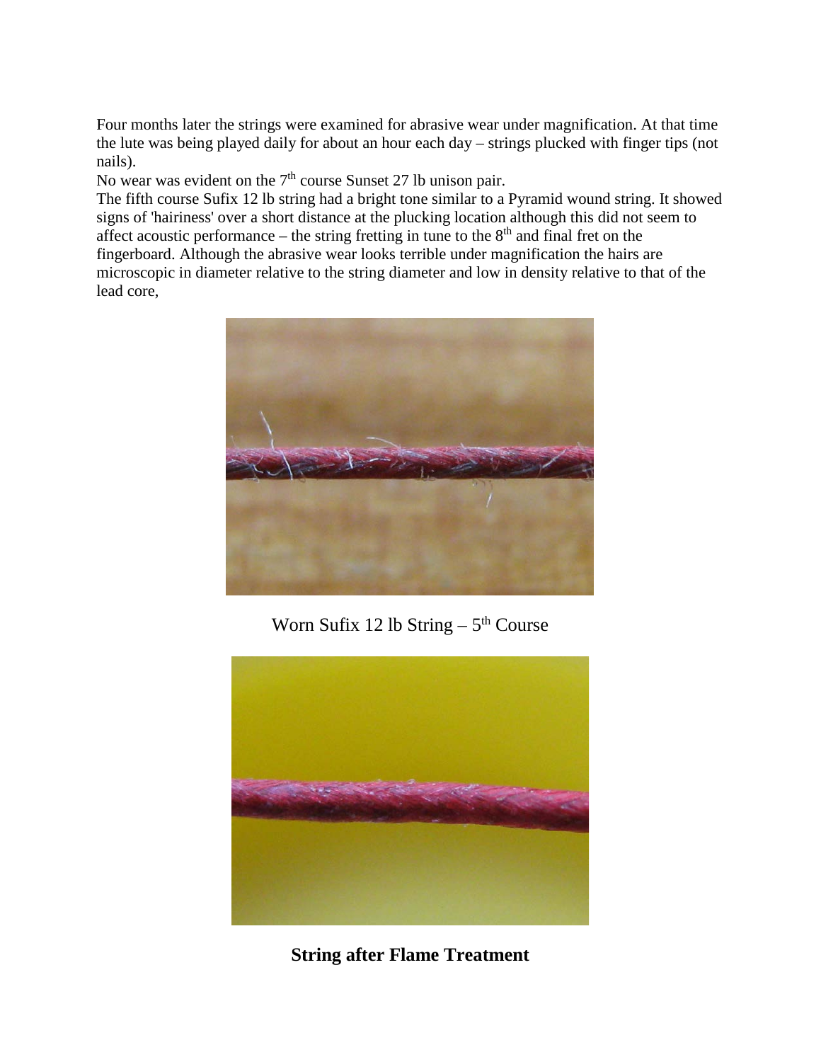Four months later the strings were examined for abrasive wear under magnification. At that time the lute was being played daily for about an hour each day – strings plucked with finger tips (not nails).

No wear was evident on the 7th course Sunset 27 lb unison pair.

The fifth course Sufix 12 lb string had a bright tone similar to a Pyramid wound string. It showed signs of 'hairiness' over a short distance at the plucking location although this did not seem to affect acoustic performance – the string fretting in tune to the 8th and final fret on the fingerboard. Although the abrasive wear looks terrible under magnification the hairs are microscopic in diameter relative to the string diameter and low in density relative to that of the lead core,

Worn Sufix 12 lb String – 5th Course

**String after Flame Treatment**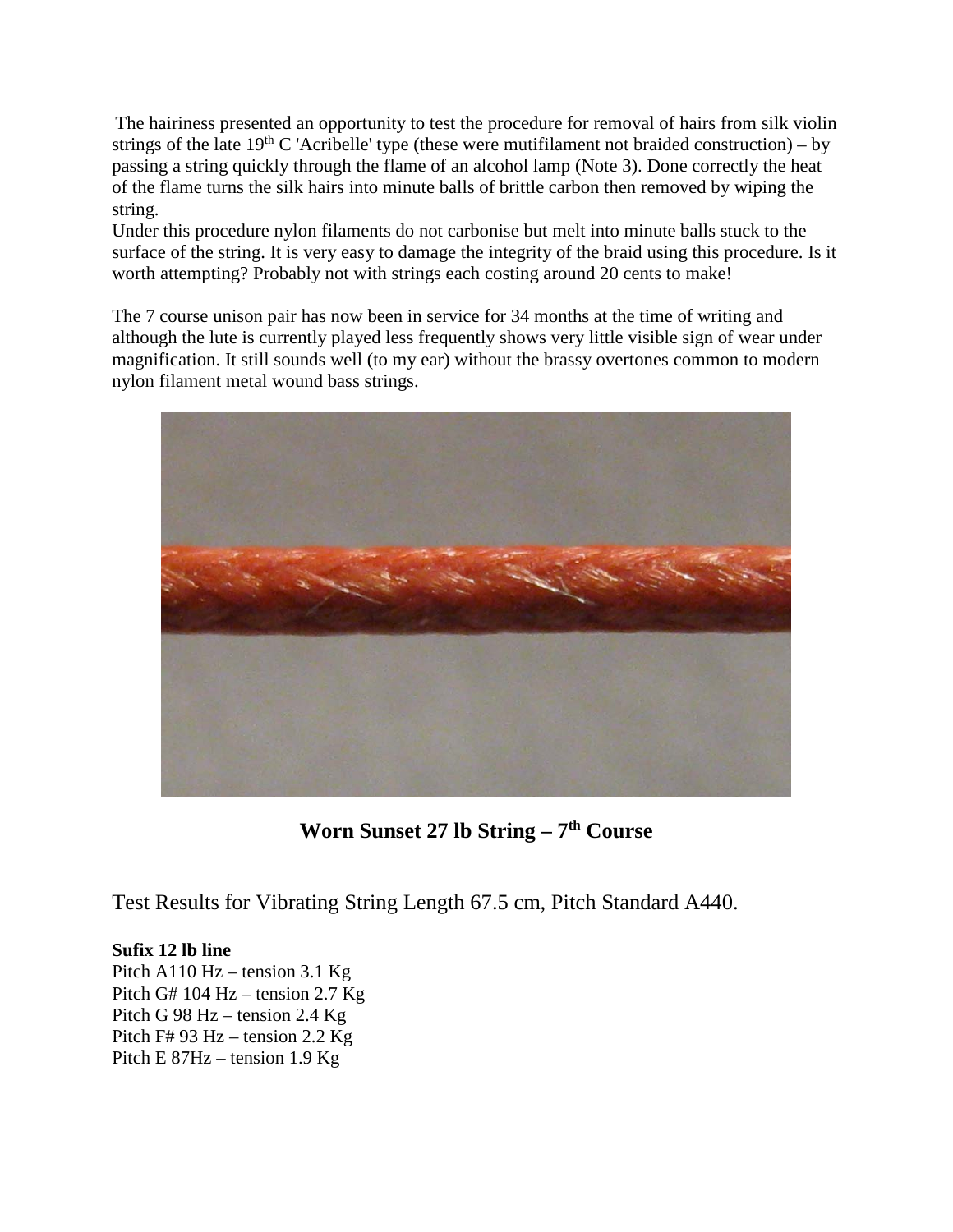The hairiness presented an opportunity to test the procedure for removal of hairs from silk violin strings of the late 19th C 'Acribelle' type (these were mutifilament not braided construction) – by passing a string quickly through the flame of an alcohol lamp (Note 3). Done correctly the heat of the flame turns the silk hairs into minute balls of brittle carbon then removed by wiping the string.

Under this procedure nylon filaments do not carbonise but melt into minute balls stuck to the surface of the string. It is very easy to damage the integrity of the braid using this procedure. Is it worth attempting? Probably not with strings each costing around 20 cents to make!

The 7 course unison pair has now been in service for 34 months at the time of writing and although the lute is currently played less frequently shows very little visible sign of wear under magnification. It still sounds well (to my ear) without the brassy overtones common to modern nylon filament metal wound bass strings.

**Worn Sunset 27 lb String – 7th Course**

## Test Results for Vibrating String Length 67.5 cm, Pitch Standard A440.

**Sufix 12 lb line**

Pitch A110 Hz – tension 3.1 Kg
Pitch G# 104 Hz – tension 2.7 Kg
Pitch G 98 Hz – tension 2.4 Kg
Pitch F# 93 Hz – tension 2.2 Kg
Pitch E 87Hz – tension 1.9 Kg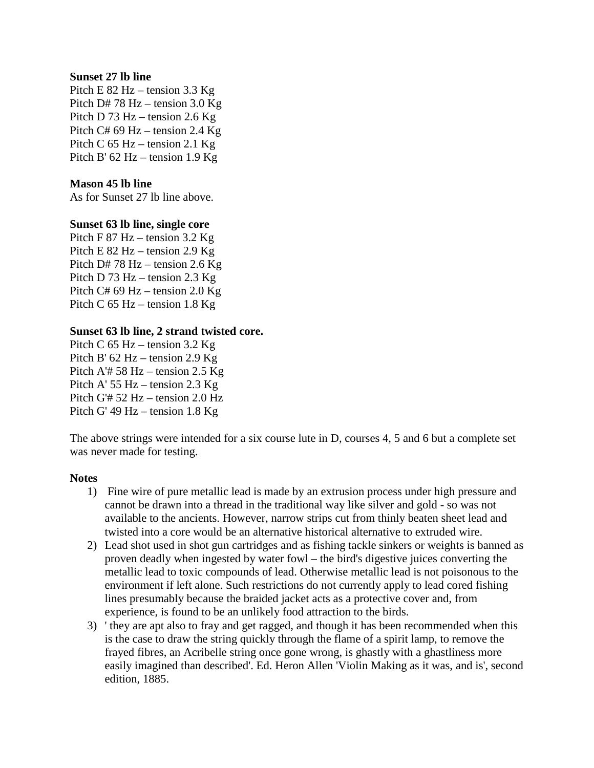**Sunset 27 lb line**
Pitch E 82 Hz – tension 3.3 Kg
Pitch D# 78 Hz – tension 3.0 Kg
Pitch D 73 Hz – tension 2.6 Kg
Pitch C# 69 Hz – tension 2.4 Kg
Pitch C 65 Hz – tension 2.1 Kg
Pitch B' 62 Hz – tension 1.9 Kg

**Mason 45 lb line**
As for Sunset 27 lb line above.

**Sunset 63 lb line, single core**
Pitch F 87 Hz – tension 3.2 Kg
Pitch E 82 Hz – tension 2.9 Kg
Pitch D# 78 Hz – tension 2.6 Kg
Pitch D 73 Hz – tension 2.3 Kg
Pitch C# 69 Hz – tension 2.0 Kg
Pitch C 65 Hz – tension 1.8 Kg

**Sunset 63 lb line, 2 strand twisted core.**
Pitch C 65 Hz – tension 3.2 Kg
Pitch B' 62 Hz – tension 2.9 Kg
Pitch A'# 58 Hz – tension 2.5 Kg
Pitch A' 55 Hz – tension 2.3 Kg
Pitch G'# 52 Hz – tension 2.0 Hz
Pitch G' 49 Hz – tension 1.8 Kg

The above strings were intended for a six course lute in D, courses 4, 5 and 6 but a complete set was never made for testing.

**Notes**

1) Fine wire of pure metallic lead is made by an extrusion process under high pressure and cannot be drawn into a thread in the traditional way like silver and gold - so was not available to the ancients. However, narrow strips cut from thinly beaten sheet lead and twisted into a core would be an alternative historical alternative to extruded wire.
2) Lead shot used in shot gun cartridges and as fishing tackle sinkers or weights is banned as proven deadly when ingested by water fowl – the bird's digestive juices converting the metallic lead to toxic compounds of lead. Otherwise metallic lead is not poisonous to the environment if left alone. Such restrictions do not currently apply to lead cored fishing lines presumably because the braided jacket acts as a protective cover and, from experience, is found to be an unlikely food attraction to the birds.
3) ' they are apt also to fray and get ragged, and though it has been recommended when this is the case to draw the string quickly through the flame of a spirit lamp, to remove the frayed fibres, an Acribelle string once gone wrong, is ghastly with a ghastliness more easily imagined than described'. Ed. Heron Allen 'Violin Making as it was, and is', second edition, 1885.